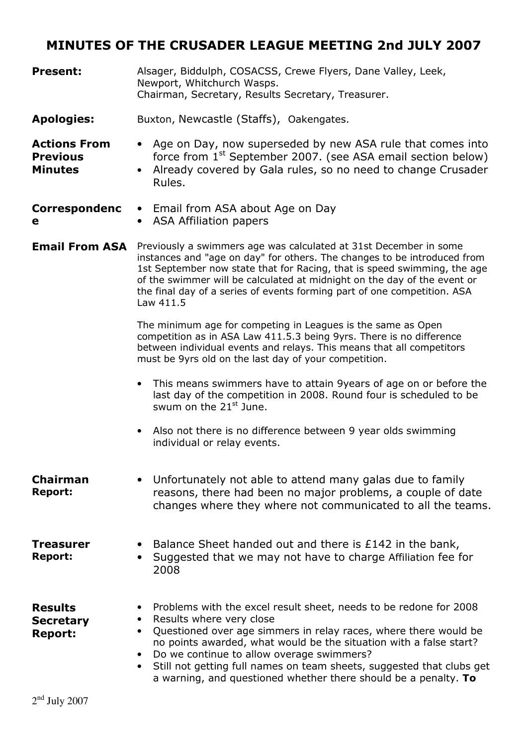# MINUTES OF THE CRUSADER LEAGUE MEETING 2nd JULY 2007

**Present:** Alsager, Biddulph, COSACSS, Crewe Flyers, Dane Valley, Leek, Newport, Whitchurch Wasps.
Chairman, Secretary, Results Secretary, Treasurer.

**Apologies:** Buxton, Newcastle (Staffs), Oakengates.

**Actions From Previous Minutes**

- Age on Day, now superseded by new ASA rule that comes into force from 1st September 2007. (see ASA email section below)
- Already covered by Gala rules, so no need to change Crusader Rules.

**Correspondence**

- Email from ASA about Age on Day
- ASA Affiliation papers

**Email From ASA**

Previously a swimmers age was calculated at 31st December in some instances and "age on day" for others. The changes to be introduced from 1st September now state that for Racing, that is speed swimming, the age of the swimmer will be calculated at midnight on the day of the event or the final day of a series of events forming part of one competition. ASA Law 411.5

The minimum age for competing in Leagues is the same as Open competition as in ASA Law 411.5.3 being 9yrs. There is no difference between individual events and relays. This means that all competitors must be 9yrs old on the last day of your competition.

- This means swimmers have to attain 9years of age on or before the last day of the competition in 2008. Round four is scheduled to be swum on the 21st June.
- Also not there is no difference between 9 year olds swimming individual or relay events.

**Chairman Report:**

- Unfortunately not able to attend many galas due to family reasons, there had been no major problems, a couple of date changes where they where not communicated to all the teams.

**Treasurer Report:**

- Balance Sheet handed out and there is £142 in the bank,
- Suggested that we may not have to charge Affiliation fee for 2008

**Results Secretary Report:**

- Problems with the excel result sheet, needs to be redone for 2008
- Results where very close
- Questioned over age simmers in relay races, where there would be no points awarded, what would be the situation with a false start?
- Do we continue to allow overage swimmers?
- Still not getting full names on team sheets, suggested that clubs get a warning, and questioned whether there should be a penalty. **To**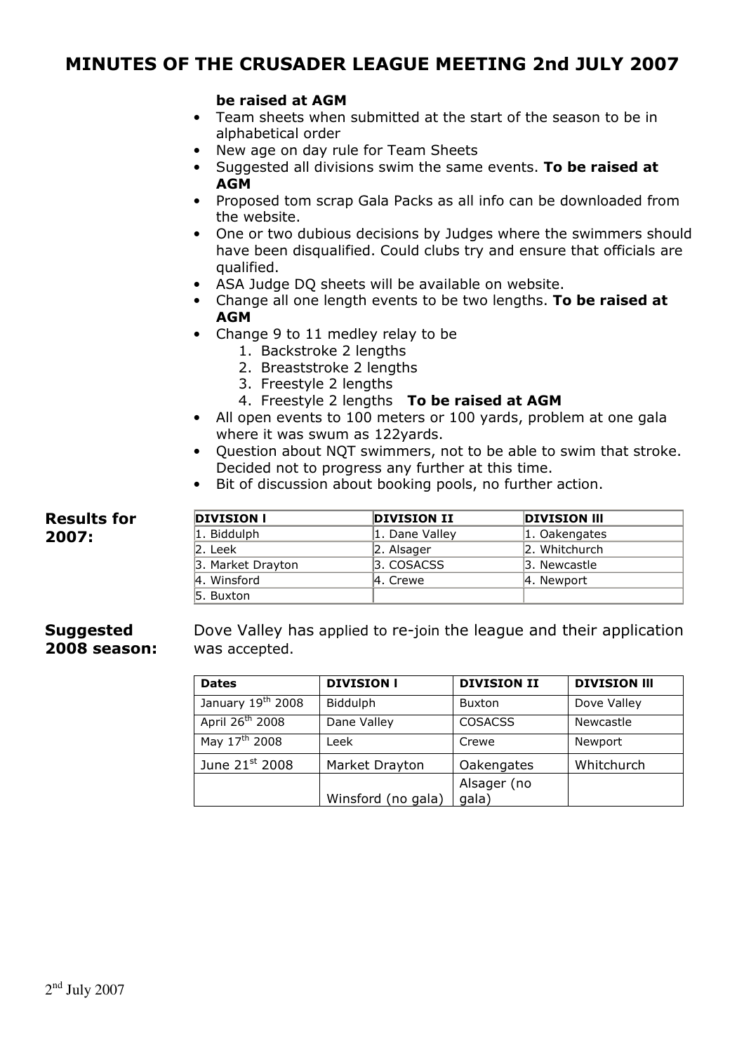# MINUTES OF THE CRUSADER LEAGUE MEETING 2nd JULY 2007

**be raised at AGM**

- Team sheets when submitted at the start of the season to be in alphabetical order
- New age on day rule for Team Sheets
- Suggested all divisions swim the same events. **To be raised at AGM**
- Proposed tom scrap Gala Packs as all info can be downloaded from the website.
- One or two dubious decisions by Judges where the swimmers should have been disqualified. Could clubs try and ensure that officials are qualified.
- ASA Judge DQ sheets will be available on website.
- Change all one length events to be two lengths. **To be raised at AGM**
- Change 9 to 11 medley relay to be
    1. Backstroke 2 lengths
    2. Breaststroke 2 lengths
    3. Freestyle 2 lengths
    4. Freestyle 2 lengths **To be raised at AGM**
- All open events to 100 meters or 100 yards, problem at one gala where it was swum as 122yards.
- Question about NQT swimmers, not to be able to swim that stroke. Decided not to progress any further at this time.
- Bit of discussion about booking pools, no further action.

**Results for 2007:**

| DIVISION I | DIVISION II | DIVISION III |
|---|---|---|
| 1. Biddulph | 1. Dane Valley | 1. Oakengates |
| 2. Leek | 2. Alsager | 2. Whitchurch |
| 3. Market Drayton | 3. COSACSS | 3. Newcastle |
| 4. Winsford | 4. Crewe | 4. Newport |
| 5. Buxton | | |

**Suggested 2008 season:**

Dove Valley has applied to re-join the league and their application was accepted.

| Dates | DIVISION I | DIVISION II | DIVISION III |
|---|---|---|---|
| January 19th 2008 | Biddulph | Buxton | Dove Valley |
| April 26th 2008 | Dane Valley | COSACSS | Newcastle |
| May 17th 2008 | Leek | Crewe | Newport |
| June 21st 2008 | Market Drayton | Oakengates | Whitchurch |
| | Winsford (no gala) | Alsager (no gala) | |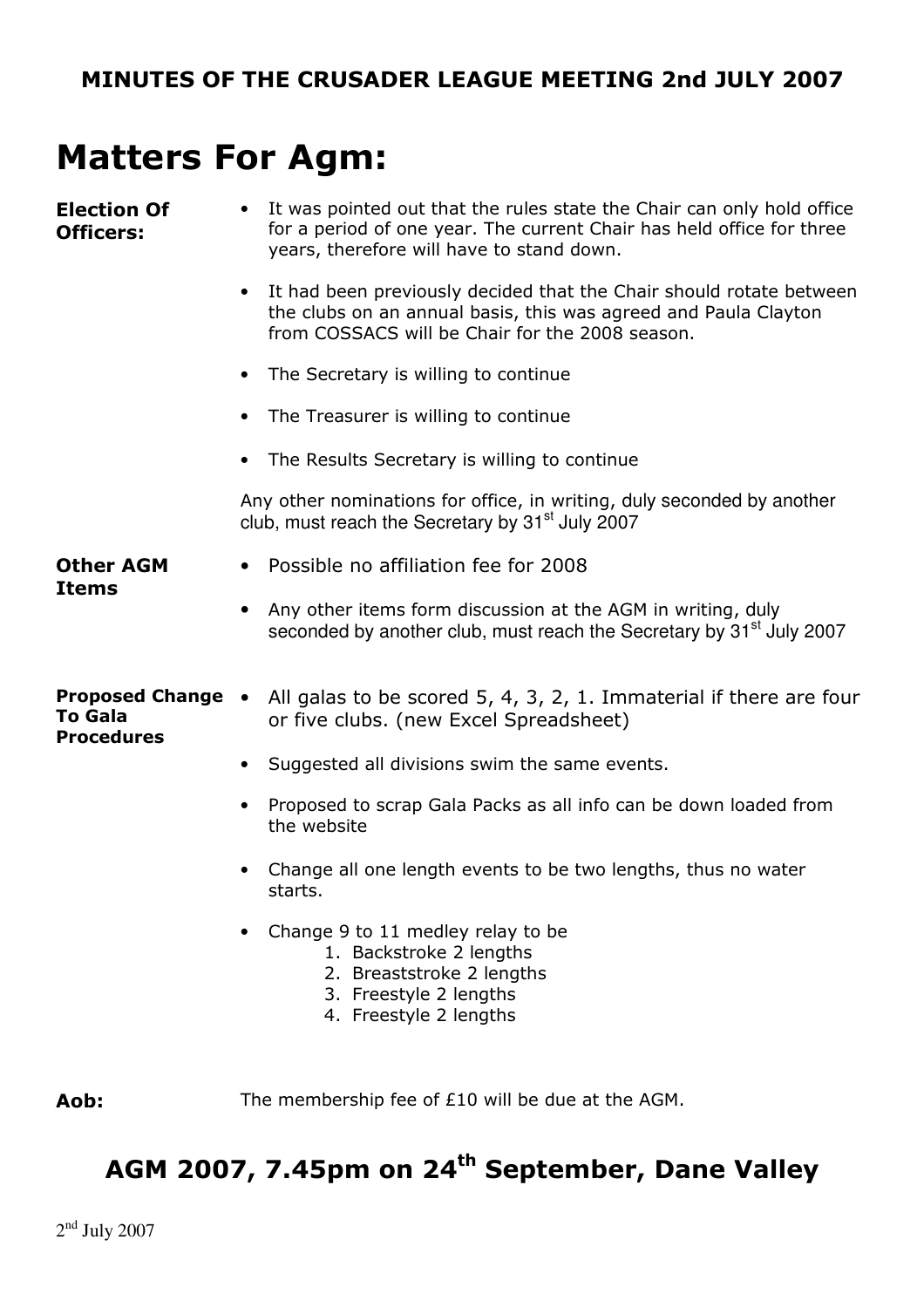**MINUTES OF THE CRUSADER LEAGUE MEETING 2nd JULY 2007**

# Matters For Agm:

**Election Of Officers:**

- It was pointed out that the rules state the Chair can only hold office for a period of one year. The current Chair has held office for three years, therefore will have to stand down.
- It had been previously decided that the Chair should rotate between the clubs on an annual basis, this was agreed and Paula Clayton from COSSACS will be Chair for the 2008 season.
- The Secretary is willing to continue
- The Treasurer is willing to continue
- The Results Secretary is willing to continue

Any other nominations for office, in writing, duly seconded by another club, must reach the Secretary by 31st July 2007

**Other AGM Items**

- Possible no affiliation fee for 2008
- Any other items form discussion at the AGM in writing, duly seconded by another club, must reach the Secretary by 31st July 2007

**Proposed Change To Gala Procedures**

- All galas to be scored 5, 4, 3, 2, 1. Immaterial if there are four or five clubs. (new Excel Spreadsheet)
- Suggested all divisions swim the same events.
- Proposed to scrap Gala Packs as all info can be down loaded from the website
- Change all one length events to be two lengths, thus no water starts.
- Change 9 to 11 medley relay to be
  1. Backstroke 2 lengths
  2. Breaststroke 2 lengths
  3. Freestyle 2 lengths
  4. Freestyle 2 lengths

**Aob:** The membership fee of £10 will be due at the AGM.

## AGM 2007, 7.45pm on 24th September, Dane Valley

2nd July 2007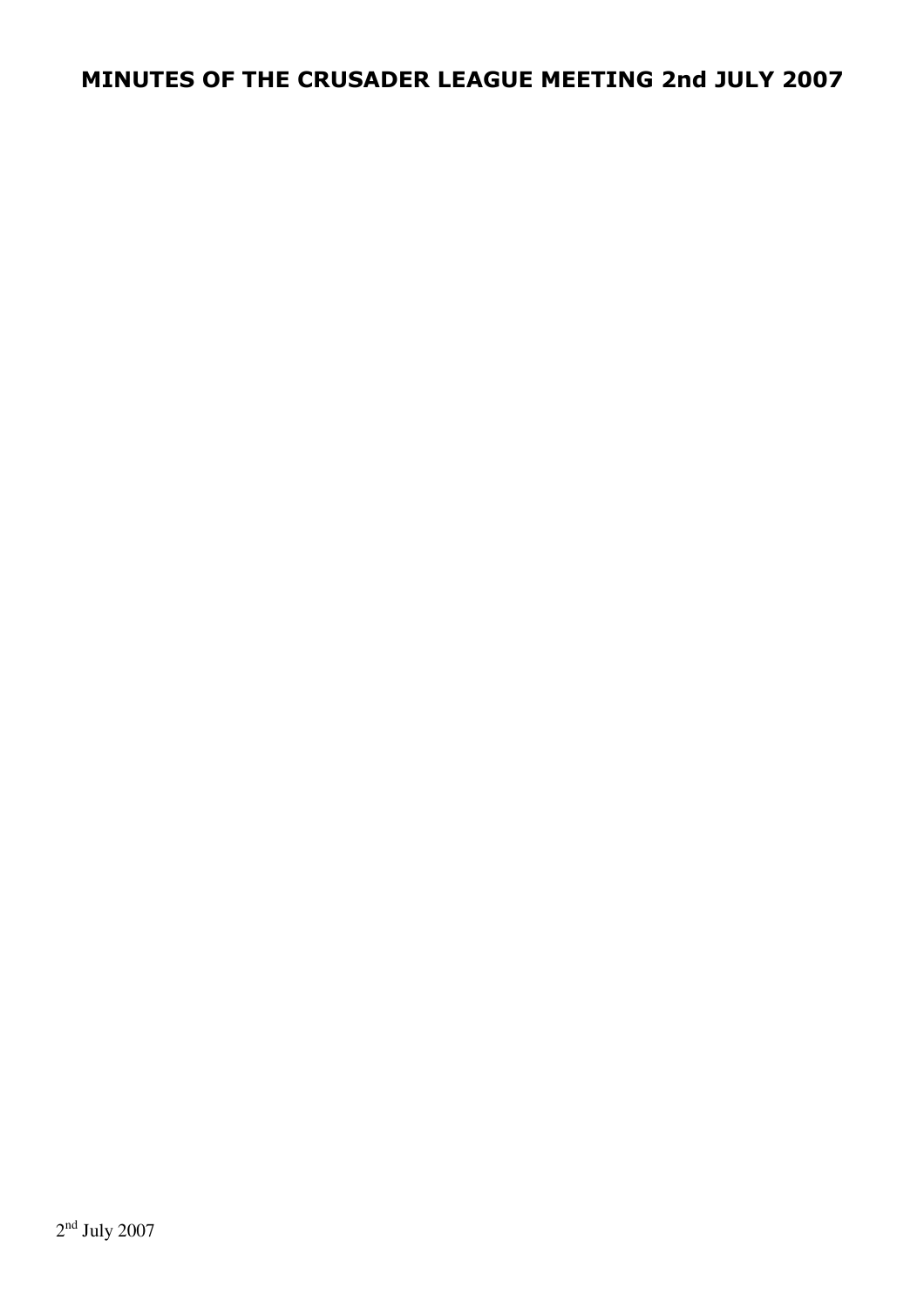# MINUTES OF THE CRUSADER LEAGUE MEETING 2nd JULY 2007